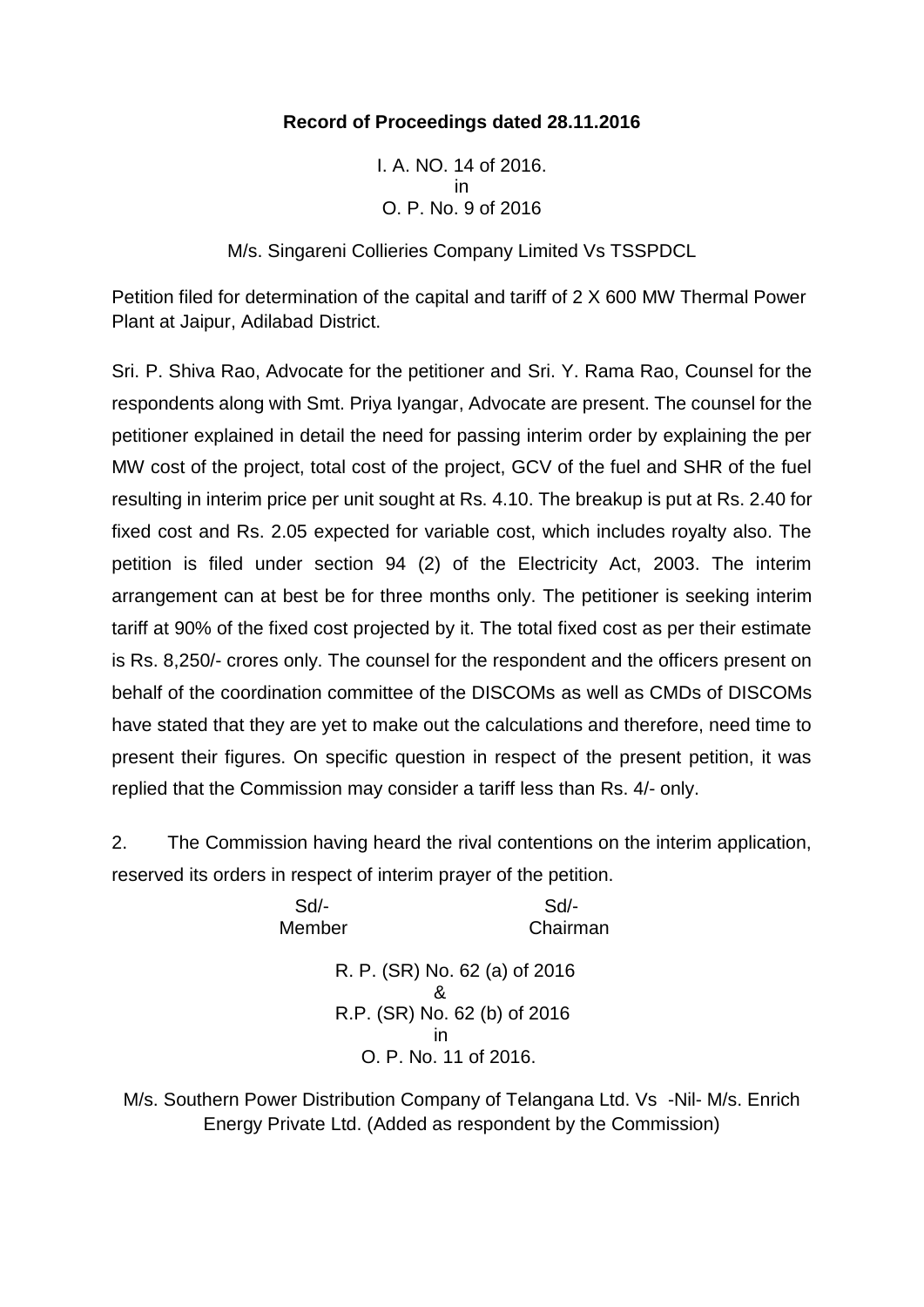**Record of Proceedings dated 28.11.2016**

I. A. NO. 14 of 2016.
in
O. P. No. 9 of 2016

M/s. Singareni Collieries Company Limited Vs TSSPDCL

Petition filed for determination of the capital and tariff of 2 X 600 MW Thermal Power Plant at Jaipur, Adilabad District.

Sri. P. Shiva Rao, Advocate for the petitioner and Sri. Y. Rama Rao, Counsel for the respondents along with Smt. Priya Iyangar, Advocate are present. The counsel for the petitioner explained in detail the need for passing interim order by explaining the per MW cost of the project, total cost of the project, GCV of the fuel and SHR of the fuel resulting in interim price per unit sought at Rs. 4.10. The breakup is put at Rs. 2.40 for fixed cost and Rs. 2.05 expected for variable cost, which includes royalty also. The petition is filed under section 94 (2) of the Electricity Act, 2003. The interim arrangement can at best be for three months only. The petitioner is seeking interim tariff at 90% of the fixed cost projected by it. The total fixed cost as per their estimate is Rs. 8,250/- crores only. The counsel for the respondent and the officers present on behalf of the coordination committee of the DISCOMs as well as CMDs of DISCOMs have stated that they are yet to make out the calculations and therefore, need time to present their figures. On specific question in respect of the present petition, it was replied that the Commission may consider a tariff less than Rs. 4/- only.

2. The Commission having heard the rival contentions on the interim application, reserved its orders in respect of interim prayer of the petition.

| Sd/- | Sd/- |
|---|---|
| Member | Chairman |

R. P. (SR) No. 62 (a) of 2016
&
R.P. (SR) No. 62 (b) of 2016
in
O. P. No. 11 of 2016.

M/s. Southern Power Distribution Company of Telangana Ltd. Vs -Nil- M/s. Enrich Energy Private Ltd. (Added as respondent by the Commission)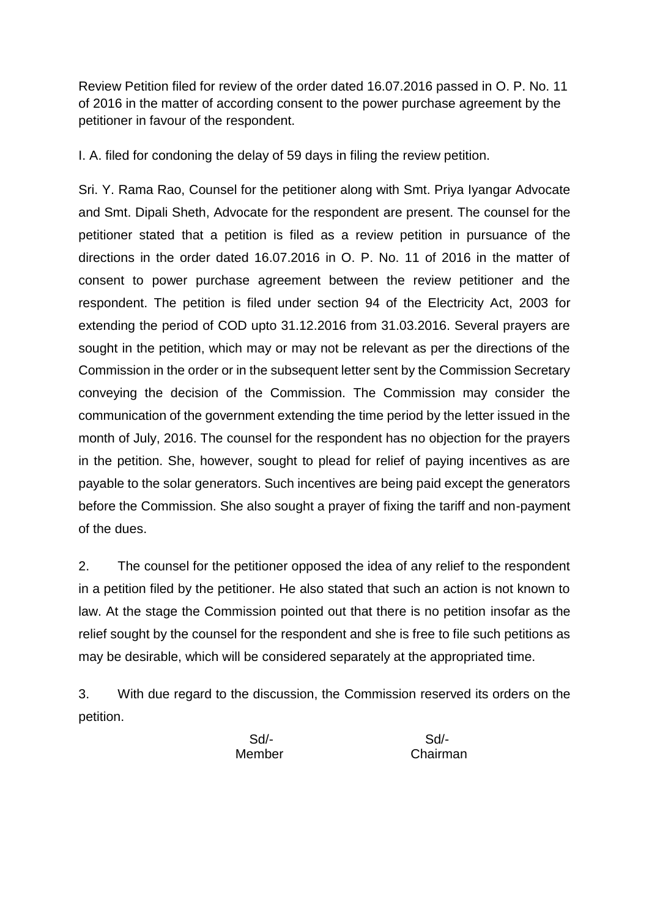Review Petition filed for review of the order dated 16.07.2016 passed in O. P. No. 11 of 2016 in the matter of according consent to the power purchase agreement by the petitioner in favour of the respondent.

I. A. filed for condoning the delay of 59 days in filing the review petition.

Sri. Y. Rama Rao, Counsel for the petitioner along with Smt. Priya Iyangar Advocate and Smt. Dipali Sheth, Advocate for the respondent are present. The counsel for the petitioner stated that a petition is filed as a review petition in pursuance of the directions in the order dated 16.07.2016 in O. P. No. 11 of 2016 in the matter of consent to power purchase agreement between the review petitioner and the respondent. The petition is filed under section 94 of the Electricity Act, 2003 for extending the period of COD upto 31.12.2016 from 31.03.2016. Several prayers are sought in the petition, which may or may not be relevant as per the directions of the Commission in the order or in the subsequent letter sent by the Commission Secretary conveying the decision of the Commission. The Commission may consider the communication of the government extending the time period by the letter issued in the month of July, 2016. The counsel for the respondent has no objection for the prayers in the petition. She, however, sought to plead for relief of paying incentives as are payable to the solar generators. Such incentives are being paid except the generators before the Commission. She also sought a prayer of fixing the tariff and non-payment of the dues.

2. The counsel for the petitioner opposed the idea of any relief to the respondent in a petition filed by the petitioner. He also stated that such an action is not known to law. At the stage the Commission pointed out that there is no petition insofar as the relief sought by the counsel for the respondent and she is free to file such petitions as may be desirable, which will be considered separately at the appropriated time.

3. With due regard to the discussion, the Commission reserved its orders on the petition.

| | |
|---|---|
| Sd/- | Sd/- |
| Member | Chairman |